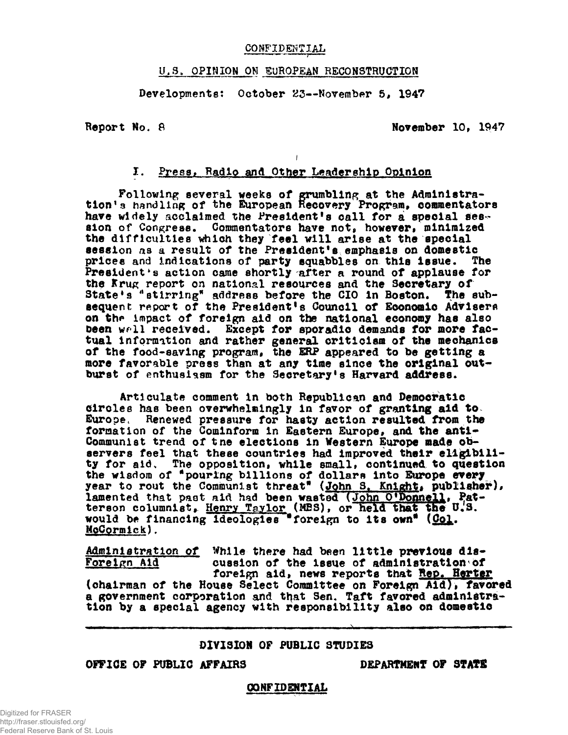CONFIDENTIAL

U.S. OPINION ON EUROPEAN RECONSTRUCTION

Developments: October 23--November 5, 1947

Report No. 8 November 10, 1947

## I. Press, Radio and Other Leadership Opinion

Following several weeks of grumbling at the Administration's handling of the European Recovery Program, commentators have widely acclaimed the President's call for a special session of Congress. Commentators have not, however, minimized the difficulties which they feel will arise at the special session as a result of the President's emphasis on domestic prices and indications of party squabbles on this issue. The President's action came shortly after a round of applause for the Krug report on national resources and the Secretary of State's "stirring" address before the CIO in Boston. The subsequent report of the President's Council of Economic Advisers on the impact of foreign aid on the national economy has also been well received. Except for sporadic demands for more factual information and rather general criticism of the mechanics of the food-saving program, the ERP appeared to be getting a more favorable press than at any time since the original outburst of enthusiasm for the Secretary's Harvard address.

Articulate comment in both Republican and Democratic circles has been overwhelmingly in favor of granting aid to Europe. Renewed pressure for hasty action resulted from the formation of the Cominform in Eastern Europe, and the anti-Communist trend of the elections in Western Europe made observers feel that these countries had improved their eligibility for aid. The opposition, while small, continued to question the wisdom of "pouring billions of dollars into Europe every year to rout the Communist threat" (John S. Knight, publisher), lamented that past aid had been wasted (John O'Donnell, Patterson columnist, Henry Taylor (MBS), or held that the U.S. would be financing ideologies "foreign to its own" (Col. McCormick).

Administration of Foreign Aid — While there had been little previous discussion of the issue of administration of foreign aid, news reports that Rep. Herter (chairman of the House Select Committee on Foreign Aid), favored a government corporation and that Sen. Taft favored administration by a special agency with responsibility also on domestic

DIVISION OF PUBLIC STUDIES

OFFICE OF PUBLIC AFFAIRS DEPARTMENT OF STATE

CONFIDENTIAL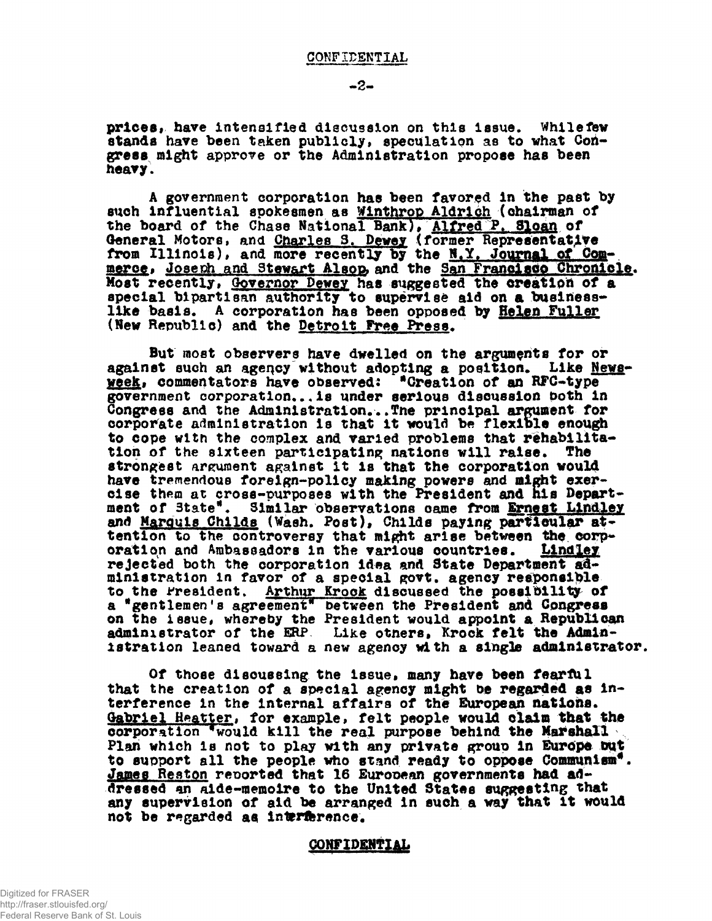CONFIDENTIAL

prices, have intensified discussion on this issue. While few stands have been taken publicly, speculation as to what Congress might approve or the Administration propose has been heavy.

A government corporation has been favored in the past by such influential spokesmen as Winthrop Aldrich (chairman of the board of the Chase National Bank), Alfred P. Sloan of General Motors, and Charles S. Dewey (former Representative from Illinois), and more recently by the N.Y. Journal of Commerce, Joseph and Stewart Alsop and the San Francisco Chronicle. Most recently, Governor Dewey has suggested the creation of a special bipartisan authority to supervise aid on a business-like basis. A corporation has been opposed by Helen Fuller (New Republic) and the Detroit Free Press.

But most observers have dwelled on the arguments for or against such an agency without adopting a position. Like Newsweek, commentators have observed: "Creation of an RFC-type government corporation...is under serious discussion both in Congress and the Administration...The principal argument for corporate administration is that it would be flexible enough to cope with the complex and varied problems that rehabilitation of the sixteen participating nations will raise. The strongest argument against it is that the corporation would have tremendous foreign-policy making powers and might exercise them at cross-purposes with the President and his Department of State". Similar observations came from Ernest Lindley and Marquis Childs (Wash. Post), Childs paying particular attention to the controversy that might arise between the corporation and Ambassadors in the various countries. Lindley rejected both the corporation idea and State Department administration in favor of a special govt. agency responsible to the President. Arthur Krock discussed the possibility of a "gentlemen's agreement" between the President and Congress on the issue, whereby the President would appoint a Republican administrator of the ERP. Like others, Krock felt the Administration leaned toward a new agency with a single administrator.

Of those discussing the issue, many have been fearful that the creation of a special agency might be regarded as interference in the internal affairs of the European nations. Gabriel Heatter, for example, felt people would claim that the corporation "would kill the real purpose behind the Marshall Plan which is not to play with any private group in Europe but to support all the people who stand ready to oppose Communism". James Reston reported that 16 European governments had addressed an aide-memoire to the United States suggesting that any supervision of aid be arranged in such a way that it would not be regarded as interference.

CONFIDENTIAL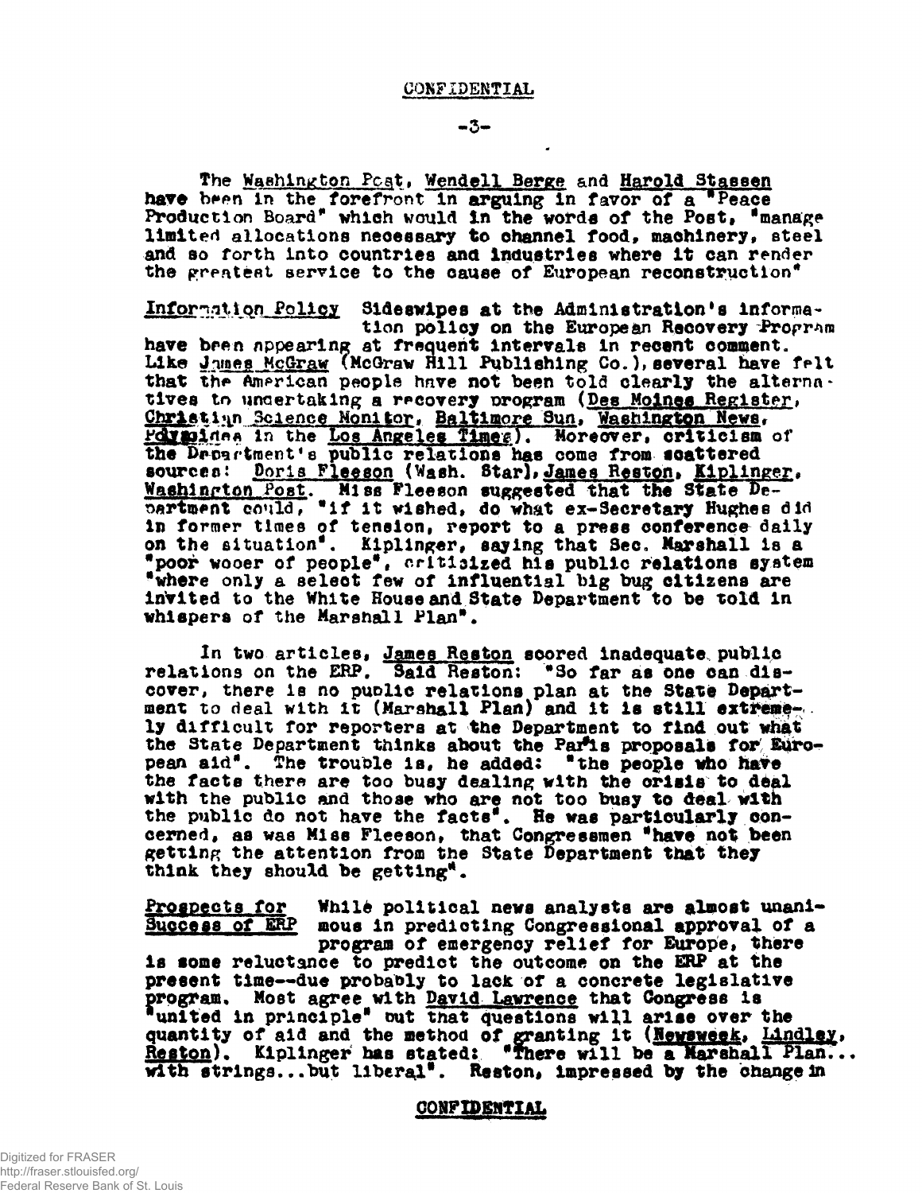CONFIDENTIAL

The Washington Post, Wendell Berge and Harold Stassen have been in the forefront in arguing in favor of a "Peace Production Board" which would in the words of the Post, "manage limited allocations necessary to channel food, machinery, steel and so forth into countries and industries where it can render the greatest service to the cause of European reconstruction"

Information Policy Sideswipes at the Administration's information policy on the European Recovery Program have been appearing at frequent intervals in recent comment. Like James McGraw (McGraw Hill Publishing Co.), several have felt that the American people have not been told clearly the alternatives to undertaking a recovery program (Des Moines Register, Christian Science Monitor, Baltimore Sun, Washington News, Polyzoides in the Los Angeles Times). Moreover, criticism of the Department's public relations has come from scattered sources: Doris Fleeson (Wash. Star), James Reston, Kiplinger, Washington Post. Miss Fleeson suggested that the State Department could, "if it wished, do what ex-Secretary Hughes did in former times of tension, report to a press conference daily on the situation". Kiplinger, saying that Sec. Marshall is a "poor wooer of people", criticized his public relations system "where only a select few of influential big bug citizens are invited to the White House and State Department to be told in whispers of the Marshall Plan".

In two articles, James Reston scored inadequate public relations on the ERP. Said Reston: "So far as one can discover, there is no public relations plan at the State Department to deal with it (Marshall Plan) and it is still extremely difficult for reporters at the Department to find out what the State Department thinks about the Paris proposals for European aid". The trouble is, he added: "the people who have the facts there are too busy dealing with the crisis to deal with the public and those who are not too busy to deal with the public do not have the facts". He was particularly concerned, as was Miss Fleeson, that Congressmen "have not been getting the attention from the State Department that they think they should be getting".

Prospects for Success of ERP While political news analysts are almost unanimous in predicting Congressional approval of a program of emergency relief for Europe, there is some reluctance to predict the outcome on the ERP at the present time--due probably to lack of a concrete legislative program. Most agree with David Lawrence that Congress is "united in principle" but that questions will arise over the quantity of aid and the method of granting it (Newsweek, Lindley, Reston). Kiplinger has stated: "There will be a Marshall Plan... with strings...but liberal". Reston, impressed by the change in

CONFIDENTIAL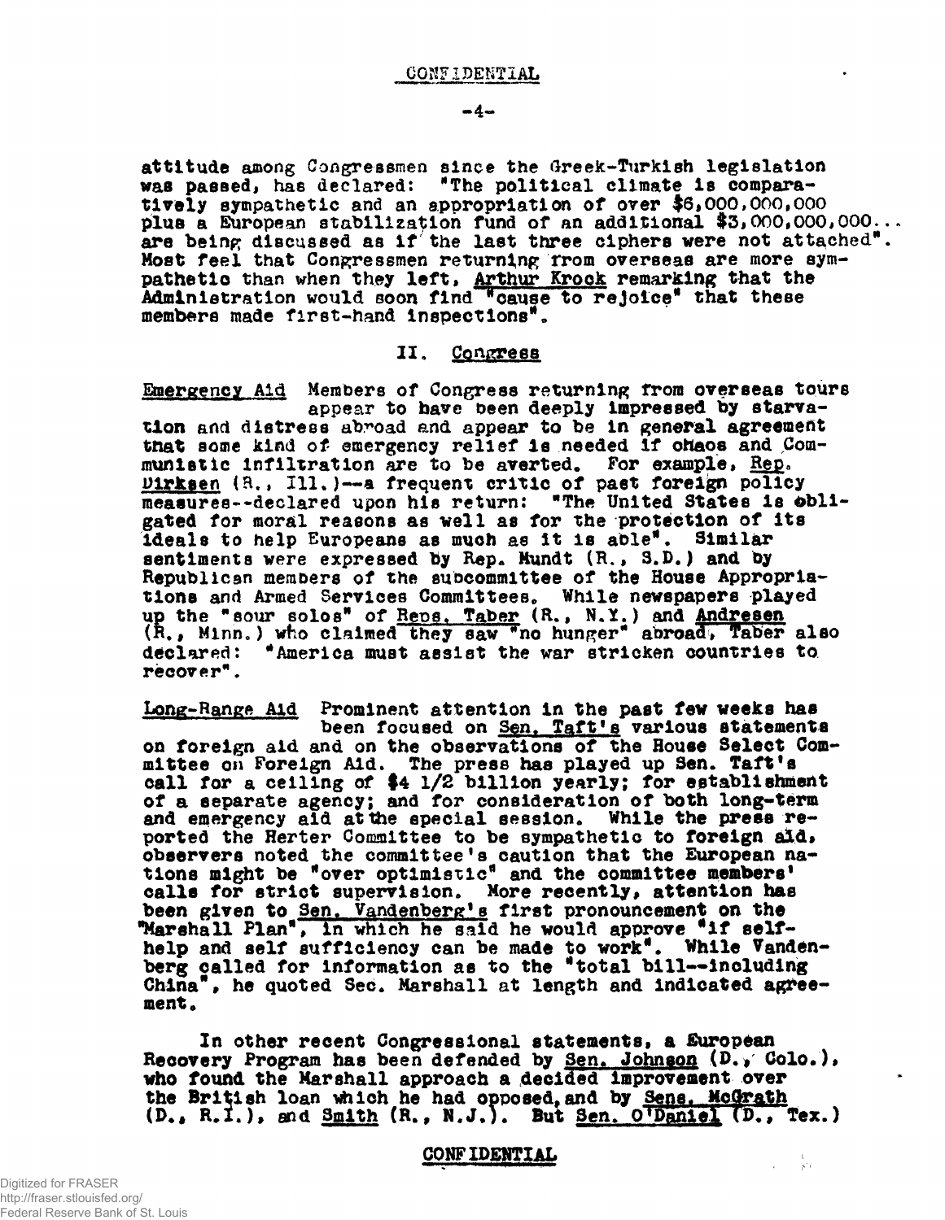attitude among Congressmen since the Greek-Turkish legislation was passed, has declared: "The political climate is comparatively sympathetic and an appropriation of over $6,000,000,000 plus a European stabilization fund of an additional $3,000,000,000... are being discussed as if the last three ciphers were not attached". Most feel that Congressmen returning from overseas are more sympathetic than when they left, Arthur Krock remarking that the Administration would soon find "cause to rejoice" that these members made first-hand inspections".

## II. Congress

Emergency Aid Members of Congress returning from overseas tours appear to have been deeply impressed by starvation and distress abroad and appear to be in general agreement that some kind of emergency relief is needed if chaos and Communistic infiltration are to be averted. For example, Rep. Dirksen (R., Ill.)--a frequent critic of past foreign policy measures--declared upon his return: "The United States is obligated for moral reasons as well as for the protection of its ideals to help Europeans as much as it is able". Similar sentiments were expressed by Rep. Mundt (R., S.D.) and by Republican members of the subcommittee of the House Appropriations and Armed Services Committees. While newspapers played up the "sour solos" of Reps. Taber (R., N.Y.) and Andresen (R., Minn.) who claimed they saw "no hunger" abroad, Taber also declared: "America must assist the war stricken countries to recover".

Long-Range Aid Prominent attention in the past few weeks has been focused on Sen. Taft's various statements on foreign aid and on the observations of the House Select Committee on Foreign Aid. The press has played up Sen. Taft's call for a ceiling of $4 1/2 billion yearly; for establishment of a separate agency; and for consideration of both long-term and emergency aid at the special session. While the press reported the Herter Committee to be sympathetic to foreign aid, observers noted the committee's caution that the European nations might be "over optimistic" and the committee members' calls for strict supervision. More recently, attention has been given to Sen. Vandenberg's first pronouncement on the "Marshall Plan", in which he said he would approve "if self-help and self sufficiency can be made to work". While Vandenberg called for information as to the "total bill--including China", he quoted Sec. Marshall at length and indicated agreement.

In other recent Congressional statements, a European Recovery Program has been defended by Sen. Johnson (D., Colo.), who found the Marshall approach a decided improvement over the British loan which he had opposed, and by Sens. McGrath (D., R.I.), and Smith (R., N.J.). But Sen. O'Daniel (D., Tex.)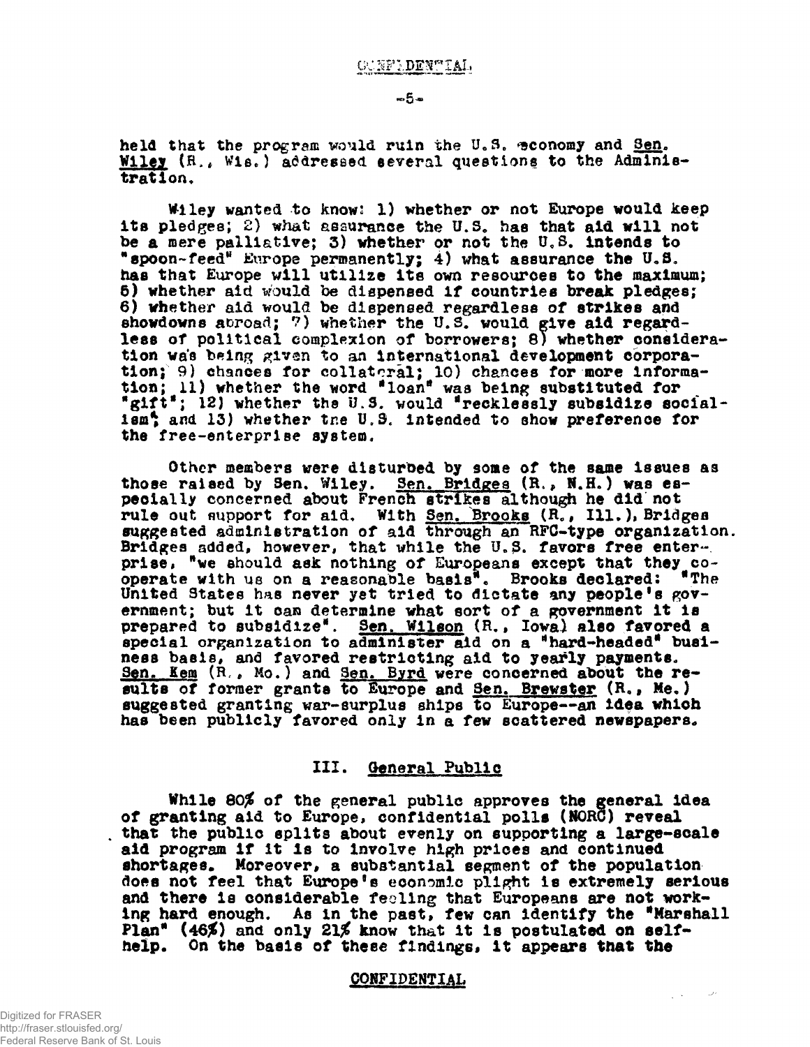held that the program would ruin the U.S. economy and Sen. Wiley (R., Wis.) addressed several questions to the Administration.

Wiley wanted to know: 1) whether or not Europe would keep its pledges; 2) what assurance the U.S. has that aid will not be a mere palliative; 3) whether or not the U.S. intends to "spoon-feed" Europe permanently; 4) what assurance the U.S. has that Europe will utilize its own resources to the maximum; 5) whether aid would be dispensed if countries break pledges; 6) whether aid would be dispensed regardless of strikes and showdowns abroad; 7) whether the U.S. would give aid regardless of political complexion of borrowers; 8) whether consideration was being given to an international development corporation; 9) chances for collateral; 10) chances for more information; 11) whether the word "loan" was being substituted for "gift"; 12) whether the U.S. would "recklessly subsidize socialism"; and 13) whether the U.S. intended to show preference for the free-enterprise system.

Other members were disturbed by some of the same issues as those raised by Sen. Wiley. Sen. Bridges (R., N.H.) was especially concerned about French strikes although he did not rule out support for aid. With Sen. Brooks (R., Ill.), Bridges suggested administration of aid through an RFC-type organization. Bridges added, however, that while the U.S. favors free enterprise, "we should ask nothing of Europeans except that they cooperate with us on a reasonable basis". Brooks declared: "The United States has never yet tried to dictate any people's government; but it can determine what sort of a government it is prepared to subsidize". Sen. Wilson (R., Iowa) also favored a special organization to administer aid on a "hard-headed" business basis, and favored restricting aid to yearly payments. Sen. Kem (R., Mo.) and Sen. Byrd were concerned about the results of former grants to Europe and Sen. Brewster (R., Me.) suggested granting war-surplus ships to Europe--an idea which has been publicly favored only in a few scattered newspapers.

## III. General Public

While 80% of the general public approves the general idea of granting aid to Europe, confidential polls (NORC) reveal that the public splits about evenly on supporting a large-scale aid program if it is to involve high prices and continued shortages. Moreover, a substantial segment of the population does not feel that Europe's economic plight is extremely serious and there is considerable feeling that Europeans are not working hard enough. As in the past, few can identify the "Marshall Plan" (46%) and only 21% know that it is postulated on self-help. On the basis of these findings, it appears that the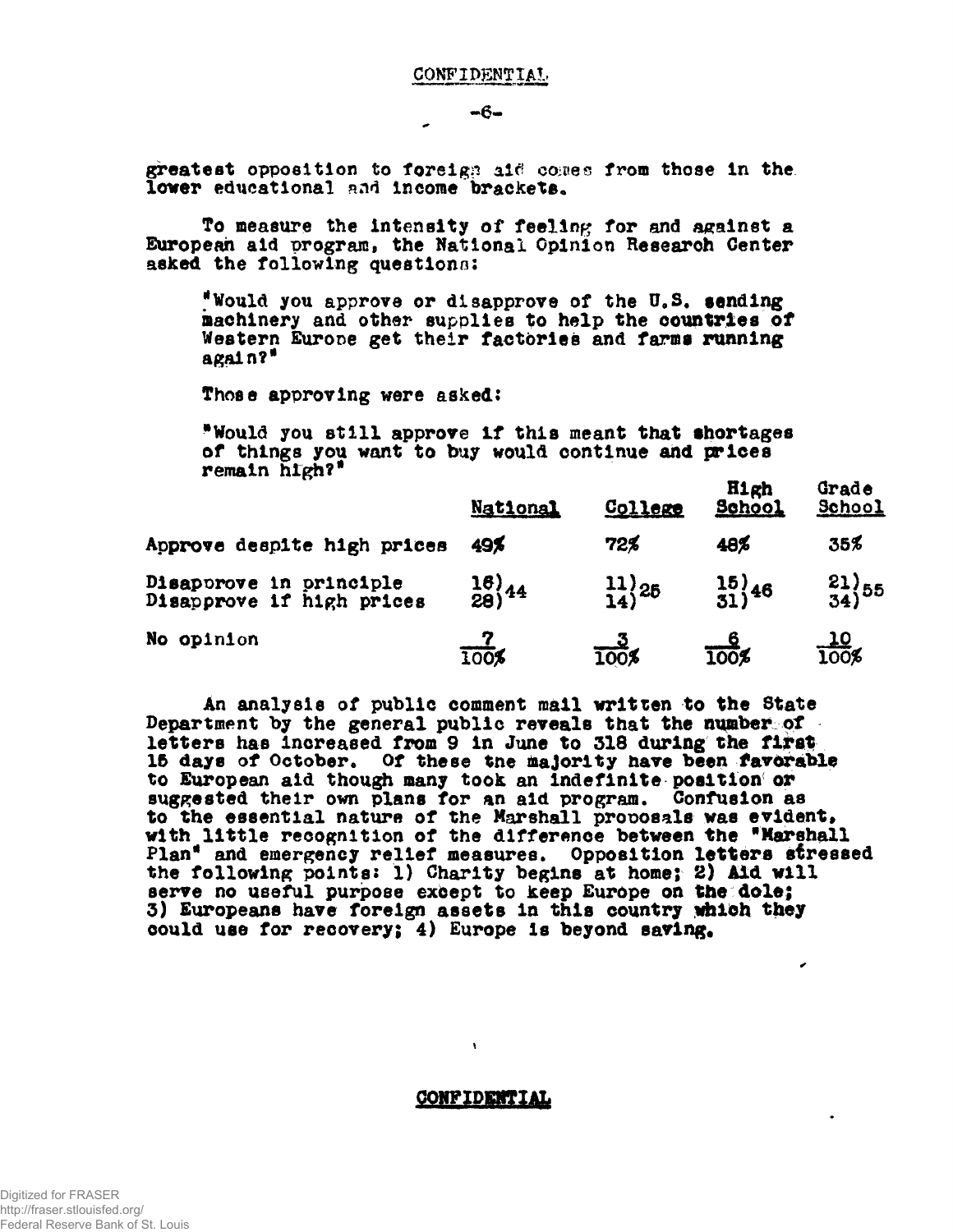greatest opposition to foreign aid comes from those in the lower educational and income brackets.

To measure the intensity of feeling for and against a European aid program, the National Opinion Research Center asked the following questions:

> "Would you approve or disapprove of the U.S. sending machinery and other supplies to help the countries of Western Europe get their factories and farms running again?"

Those approving were asked:

> "Would you still approve if this meant that shortages of things you want to buy would continue and prices remain high?"

| | National | College | High School | Grade School |
|---|---|---|---|---|
| Approve despite high prices | 49% | 72% | 48% | 35% |
| Disapprove in principle | 16) | 11) | 15) | 21) |
| Disapprove if high prices | 28) 44 | 14) 25 | 31) 46 | 34) 55 |
| No opinion | 7 | 3 | 6 | 10 |
| | 100% | 100% | 100% | 100% |

An analysis of public comment mail written to the State Department by the general public reveals that the number of letters has increased from 9 in June to 318 during the first 15 days of October. Of these the majority have been favorable to European aid though many took an indefinite position or suggested their own plans for an aid program. Confusion as to the essential nature of the Marshall proposals was evident, with little recognition of the difference between the "Marshall Plan" and emergency relief measures. Opposition letters stressed the following points: 1) Charity begins at home; 2) Aid will serve no useful purpose except to keep Europe on the dole; 3) Europeans have foreign assets in this country which they could use for recovery; 4) Europe is beyond saving.

CONFIDENTIAL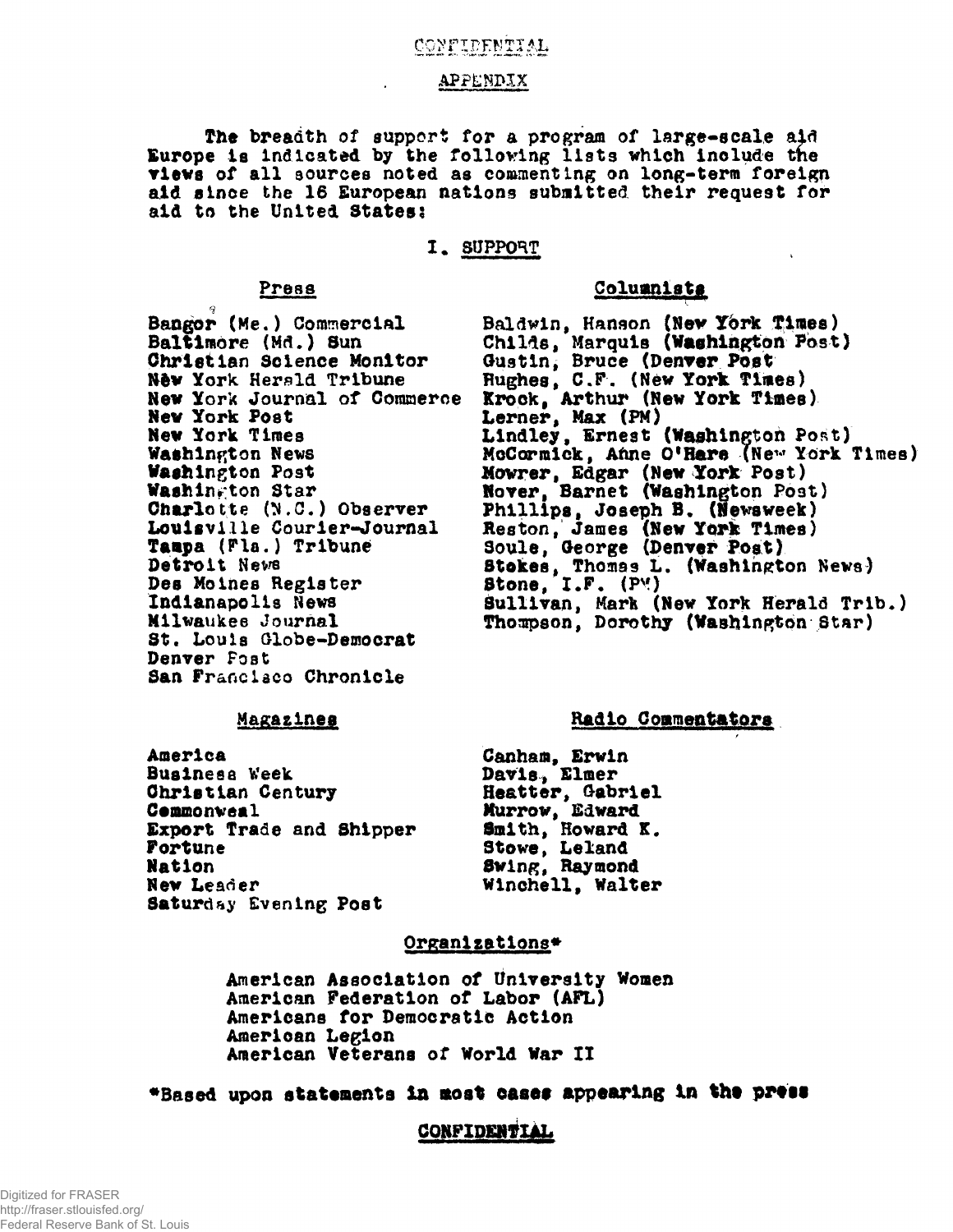CONFIDENTIAL

## APPENDIX

The breadth of support for a program of large-scale aid Europe is indicated by the following lists which include the views of all sources noted as commenting on long-term foreign aid since the 16 European nations submitted their request for aid to the United States:

### I. SUPPORT

#### Press

Bangor (Me.) Commercial
Baltimore (Md.) Sun
Christian Science Monitor
New York Herald Tribune
New York Journal of Commerce
New York Post
New York Times
Washington News
Washington Post
Washington Star
Charlotte (N.C.) Observer
Louisville Courier-Journal
Tampa (Fla.) Tribune
Detroit News
Des Moines Register
Indianapolis News
Milwaukee Journal
St. Louis Globe-Democrat
Denver Post
San Francisco Chronicle

#### Columnists

Baldwin, Hanson (New York Times)
Childs, Marquis (Washington Post)
Gustin, Bruce (Denver Post
Hughes, C.F. (New York Times)
Krock, Arthur (New York Times)
Lerner, Max (PM)
Lindley, Ernest (Washington Post)
McCormick, Anne O'Hare (New York Times)
Mowrer, Edgar (New York Post)
Nover, Barnet (Washington Post)
Phillips, Joseph B. (Newsweek)
Reston, James (New York Times)
Soule, George (Denver Post)
Stokes, Thomas L. (Washington News)
Stone, I.F. (PM)
Sullivan, Mark (New York Herald Trib.)
Thompson, Dorothy (Washington Star)

#### Magazines

America
Business Week
Christian Century
Commonweal
Export Trade and Shipper
Fortune
Nation
New Leader
Saturday Evening Post

#### Radio Commentators

Canham, Erwin
Davis, Elmer
Heatter, Gabriel
Murrow, Edward
Smith, Howard K.
Stowe, Leland
Swing, Raymond
Winchell, Walter

#### Organizations*

American Association of University Women
American Federation of Labor (AFL)
Americans for Democratic Action
American Legion
American Veterans of World War II

*Based upon statements in most cases appearing in the press

CONFIDENTIAL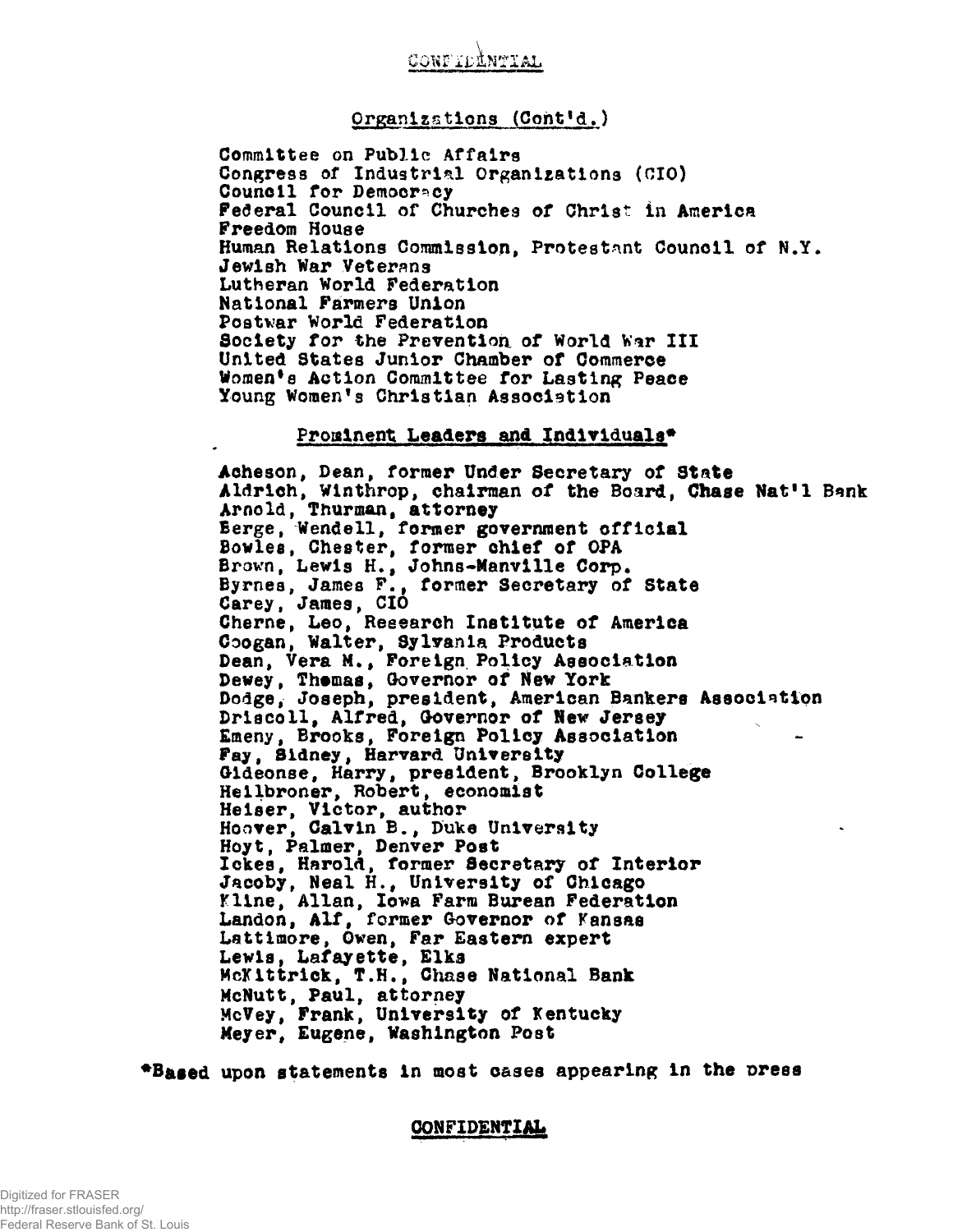CONFIDENTIAL

## Organizations (Cont'd.)

Committee on Public Affairs
Congress of Industrial Organizations (CIO)
Council for Democracy
Federal Council of Churches of Christ in America
Freedom House
Human Relations Commission, Protestant Council of N.Y.
Jewish War Veterans
Lutheran World Federation
National Farmers Union
Postwar World Federation
Society for the Prevention of World War III
United States Junior Chamber of Commerce
Women's Action Committee for Lasting Peace
Young Women's Christian Association

## Prominent Leaders and Individuals*

Acheson, Dean, former Under Secretary of State
Aldrich, Winthrop, chairman of the Board, Chase Nat'l Bank
Arnold, Thurman, attorney
Berge, Wendell, former government official
Bowles, Chester, former chief of OPA
Brown, Lewis H., Johns-Manville Corp.
Byrnes, James F., former Secretary of State
Carey, James, CIO
Cherne, Leo, Research Institute of America
Coogan, Walter, Sylvania Products
Dean, Vera M., Foreign Policy Association
Dewey, Thomas, Governor of New York
Dodge, Joseph, president, American Bankers Association
Driscoll, Alfred, Governor of New Jersey
Emeny, Brooks, Foreign Policy Association
Fay, Sidney, Harvard University
Gideonse, Harry, president, Brooklyn College
Heilbroner, Robert, economist
Heiser, Victor, author
Hoover, Calvin B., Duke University
Hoyt, Palmer, Denver Post
Ickes, Harold, former Secretary of Interior
Jacoby, Neal H., University of Chicago
Kline, Allan, Iowa Farm Bureau Federation
Landon, Alf, former Governor of Kansas
Lattimore, Owen, Far Eastern expert
Lewis, Lafayette, Elks
McKittrick, T.H., Chase National Bank
McNutt, Paul, attorney
McVey, Frank, University of Kentucky
Meyer, Eugene, Washington Post

*Based upon statements in most cases appearing in the press

CONFIDENTIAL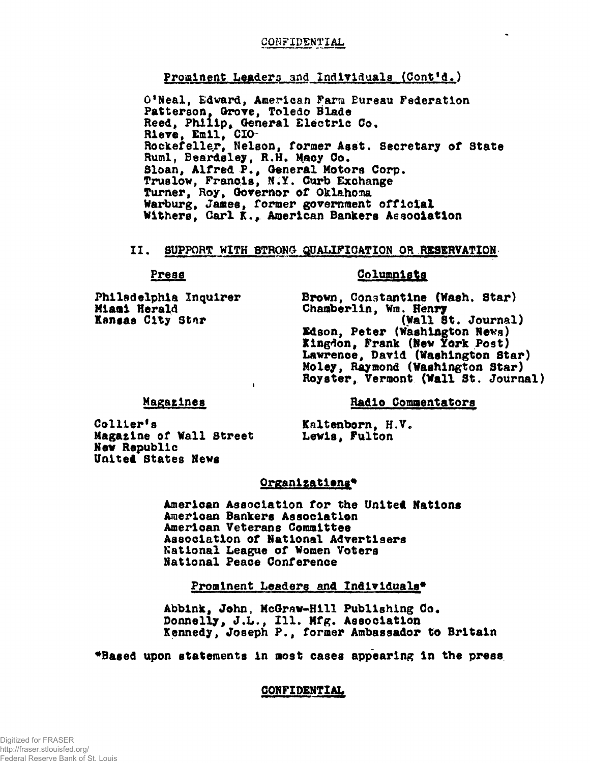CONFIDENTIAL

## Prominent Leaders and Individuals (Cont'd.)

O'Neal, Edward, American Farm Bureau Federation
Patterson, Grove, Toledo Blade
Reed, Philip, General Electric Co.
Rieve, Emil, CIO
Rockefeller, Nelson, former Asst. Secretary of State
Ruml, Beardsley, R.H. Macy Co.
Sloan, Alfred P., General Motors Corp.
Truslow, Francis, N.Y. Curb Exchange
Turner, Roy, Governor of Oklahoma
Warburg, James, former government official
Withers, Carl K., American Bankers Association

## II. SUPPORT WITH STRONG QUALIFICATION OR RESERVATION

### Press

Philadelphia Inquirer
Miami Herald
Kansas City Star

### Columnists

Brown, Constantine (Wash. Star)
Chamberlin, Wm. Henry (Wall St. Journal)
Edson, Peter (Washington News)
Kingdon, Frank (New York Post)
Lawrence, David (Washington Star)
Moley, Raymond (Washington Star)
Royster, Vermont (Wall St. Journal)

### Magazines

Collier's
Magazine of Wall Street
New Republic
United States News

### Radio Commentators

Kaltenborn, H.V.
Lewis, Fulton

### Organizations*

American Association for the United Nations
American Bankers Association
American Veterans Committee
Association of National Advertisers
National League of Women Voters
National Peace Conference

### Prominent Leaders and Individuals*

Abbink, John, McGraw-Hill Publishing Co.
Donnelly, J.L., Ill. Mfg. Association
Kennedy, Joseph P., former Ambassador to Britain

*Based upon statements in most cases appearing in the press

CONFIDENTIAL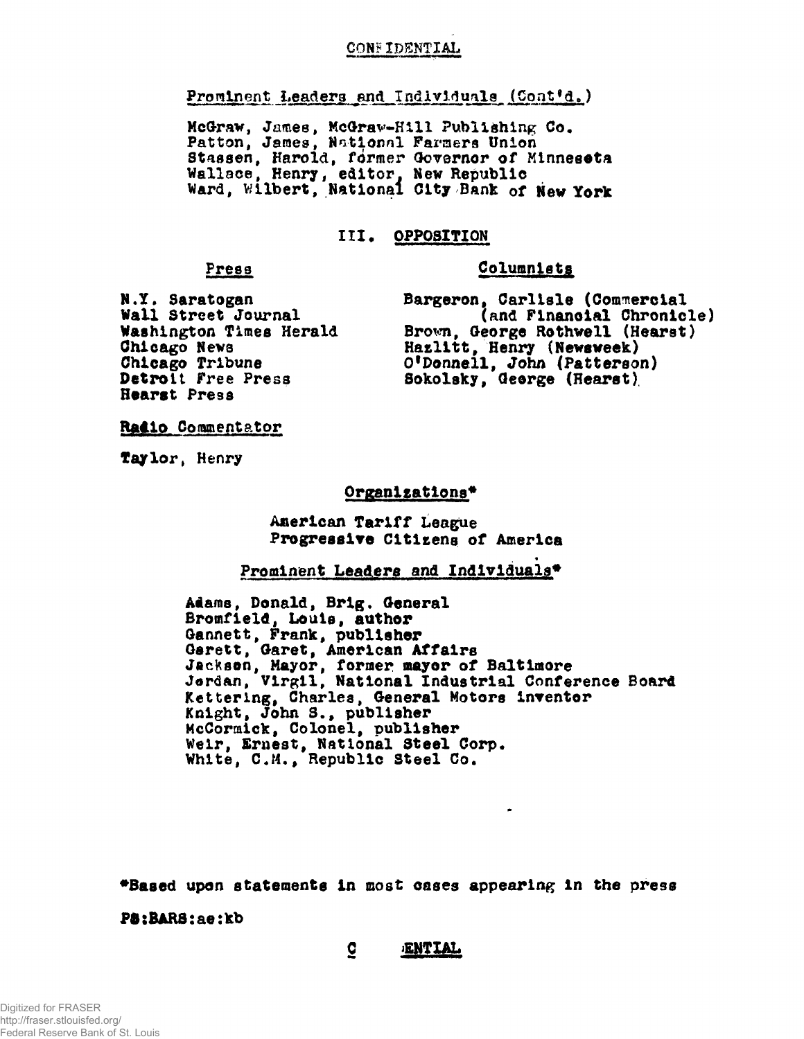CONFIDENTIAL

Prominent Leaders and Individuals (Cont'd.)

McGraw, James, McGraw-Hill Publishing Co.
Patton, James, National Farmers Union
Stassen, Harold, former Governor of Minnesota
Wallace, Henry, editor, New Republic
Ward, Wilbert, National City Bank of New York

## III. OPPOSITION

### Press

N.Y. Saratogan
Wall Street Journal
Washington Times Herald
Chicago News
Chicago Tribune
Detroit Free Press
Hearst Press

### Columnists

Bargeron, Carlisle (Commercial (and Financial Chronicle)
Brown, George Rothwell (Hearst)
Hazlitt, Henry (Newsweek)
O'Donnell, John (Patterson)
Sokolsky, George (Hearst)

### Radio Commentator

Taylor, Henry

### Organizations*

American Tariff League
Progressive Citizens of America

### Prominent Leaders and Individuals*

Adams, Donald, Brig. General
Bromfield, Louis, author
Gannett, Frank, publisher
Garett, Garet, American Affairs
Jackson, Mayor, former mayor of Baltimore
Jordan, Virgil, National Industrial Conference Board
Kettering, Charles, General Motors inventor
Knight, John S., publisher
McCormick, Colonel, publisher
Weir, Ernest, National Steel Corp.
White, C.M., Republic Steel Co.

*Based upon statements in most cases appearing in the press

PS:BARS:ae:kb

C ENTIAL